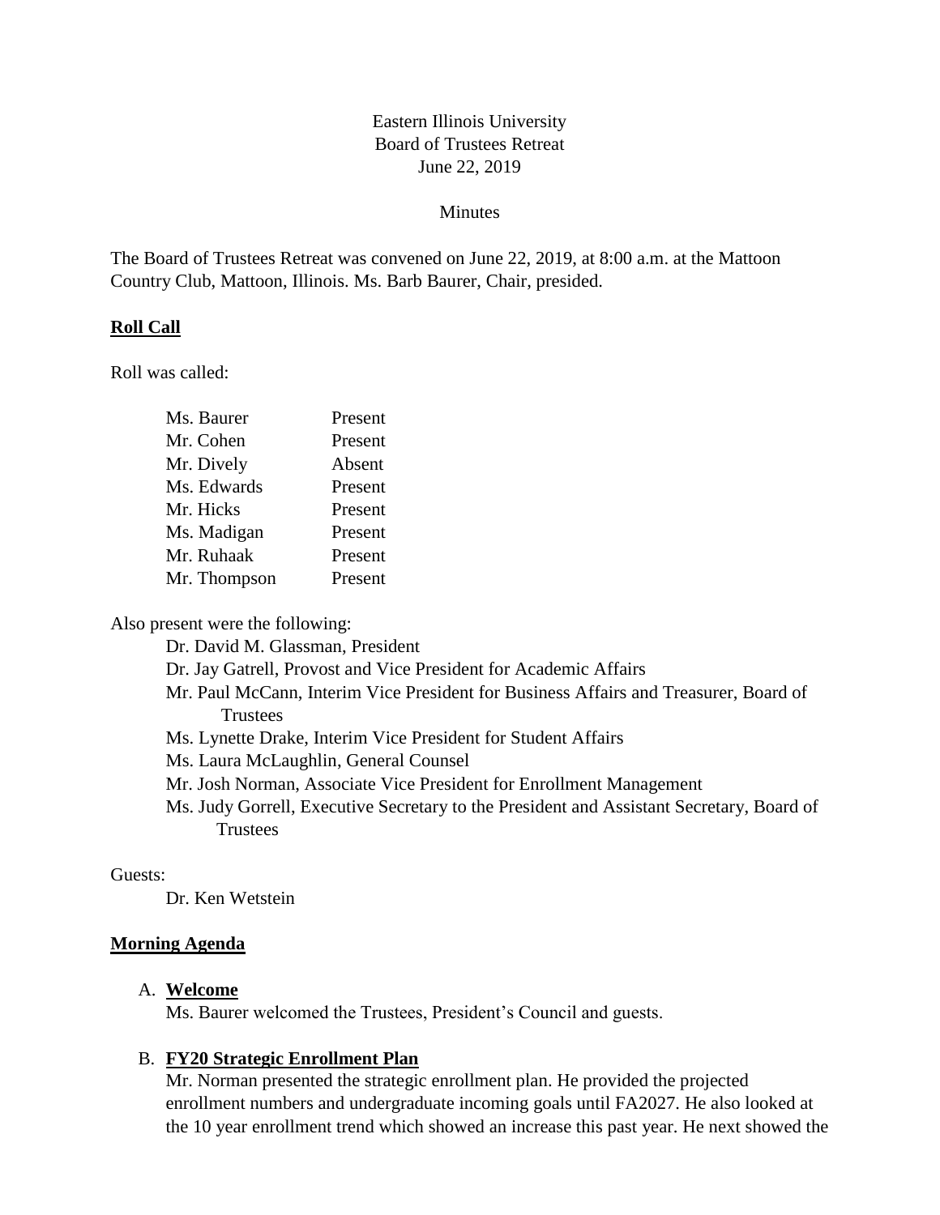Eastern Illinois University
Board of Trustees Retreat
June 22, 2019

Minutes

The Board of Trustees Retreat was convened on June 22, 2019, at 8:00 a.m. at the Mattoon Country Club, Mattoon, Illinois. Ms. Barb Baurer, Chair, presided.

## Roll Call

Roll was called:

| | |
|---|---|
| Ms. Baurer | Present |
| Mr. Cohen | Present |
| Mr. Dively | Absent |
| Ms. Edwards | Present |
| Mr. Hicks | Present |
| Ms. Madigan | Present |
| Mr. Ruhaak | Present |
| Mr. Thompson | Present |

Also present were the following:

- Dr. David M. Glassman, President
- Dr. Jay Gatrell, Provost and Vice President for Academic Affairs
- Mr. Paul McCann, Interim Vice President for Business Affairs and Treasurer, Board of Trustees
- Ms. Lynette Drake, Interim Vice President for Student Affairs
- Ms. Laura McLaughlin, General Counsel
- Mr. Josh Norman, Associate Vice President for Enrollment Management
- Ms. Judy Gorrell, Executive Secretary to the President and Assistant Secretary, Board of Trustees

Guests:

- Dr. Ken Wetstein

## Morning Agenda

A. **Welcome**
Ms. Baurer welcomed the Trustees, President's Council and guests.

B. **FY20 Strategic Enrollment Plan**
Mr. Norman presented the strategic enrollment plan. He provided the projected enrollment numbers and undergraduate incoming goals until FA2027. He also looked at the 10 year enrollment trend which showed an increase this past year. He next showed the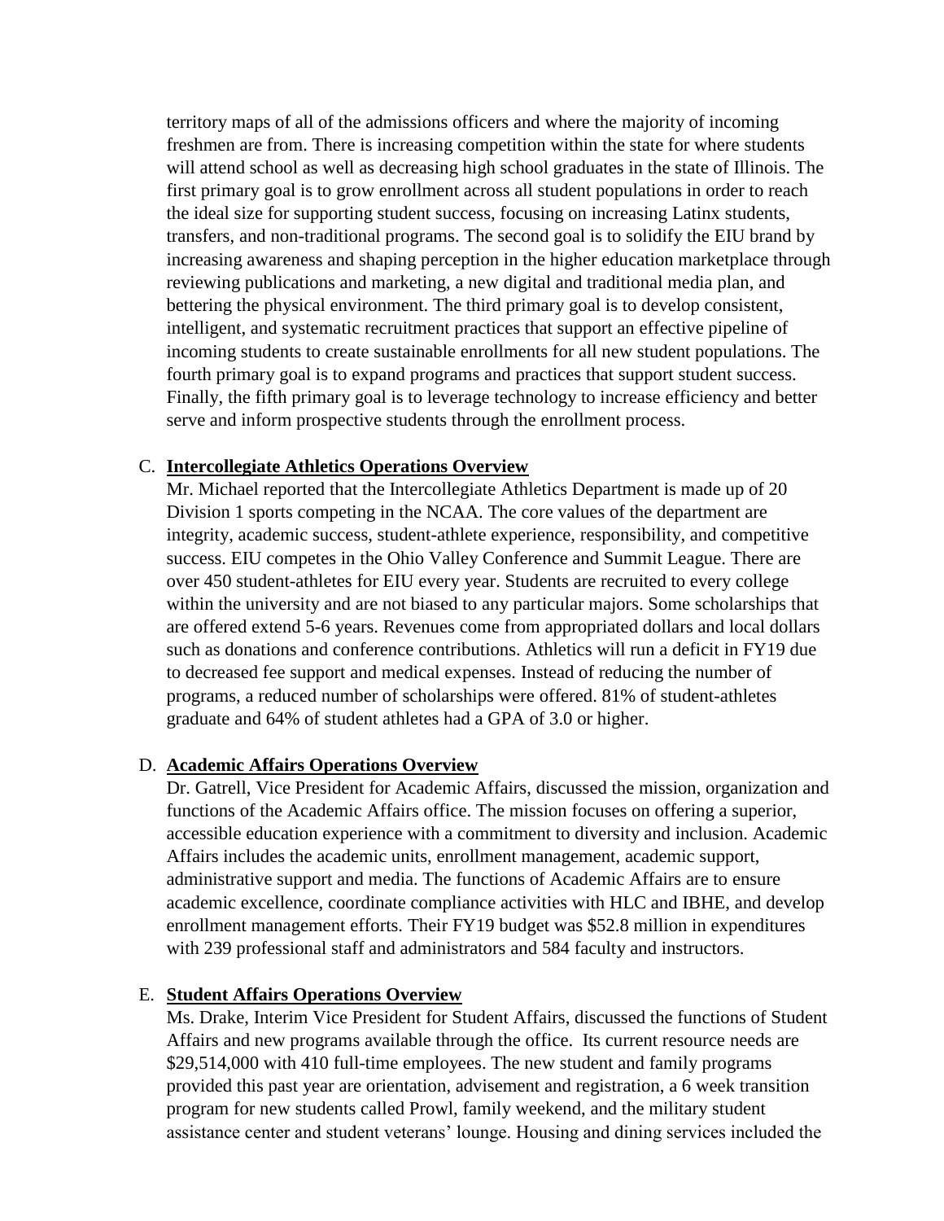territory maps of all of the admissions officers and where the majority of incoming freshmen are from. There is increasing competition within the state for where students will attend school as well as decreasing high school graduates in the state of Illinois. The first primary goal is to grow enrollment across all student populations in order to reach the ideal size for supporting student success, focusing on increasing Latinx students, transfers, and non-traditional programs. The second goal is to solidify the EIU brand by increasing awareness and shaping perception in the higher education marketplace through reviewing publications and marketing, a new digital and traditional media plan, and bettering the physical environment. The third primary goal is to develop consistent, intelligent, and systematic recruitment practices that support an effective pipeline of incoming students to create sustainable enrollments for all new student populations. The fourth primary goal is to expand programs and practices that support student success. Finally, the fifth primary goal is to leverage technology to increase efficiency and better serve and inform prospective students through the enrollment process.

C. **Intercollegiate Athletics Operations Overview**

Mr. Michael reported that the Intercollegiate Athletics Department is made up of 20 Division 1 sports competing in the NCAA. The core values of the department are integrity, academic success, student-athlete experience, responsibility, and competitive success. EIU competes in the Ohio Valley Conference and Summit League. There are over 450 student-athletes for EIU every year. Students are recruited to every college within the university and are not biased to any particular majors. Some scholarships that are offered extend 5-6 years. Revenues come from appropriated dollars and local dollars such as donations and conference contributions. Athletics will run a deficit in FY19 due to decreased fee support and medical expenses. Instead of reducing the number of programs, a reduced number of scholarships were offered. 81% of student-athletes graduate and 64% of student athletes had a GPA of 3.0 or higher.

D. **Academic Affairs Operations Overview**

Dr. Gatrell, Vice President for Academic Affairs, discussed the mission, organization and functions of the Academic Affairs office. The mission focuses on offering a superior, accessible education experience with a commitment to diversity and inclusion. Academic Affairs includes the academic units, enrollment management, academic support, administrative support and media. The functions of Academic Affairs are to ensure academic excellence, coordinate compliance activities with HLC and IBHE, and develop enrollment management efforts. Their FY19 budget was $52.8 million in expenditures with 239 professional staff and administrators and 584 faculty and instructors.

E. **Student Affairs Operations Overview**

Ms. Drake, Interim Vice President for Student Affairs, discussed the functions of Student Affairs and new programs available through the office. Its current resource needs are $29,514,000 with 410 full-time employees. The new student and family programs provided this past year are orientation, advisement and registration, a 6 week transition program for new students called Prowl, family weekend, and the military student assistance center and student veterans' lounge. Housing and dining services included the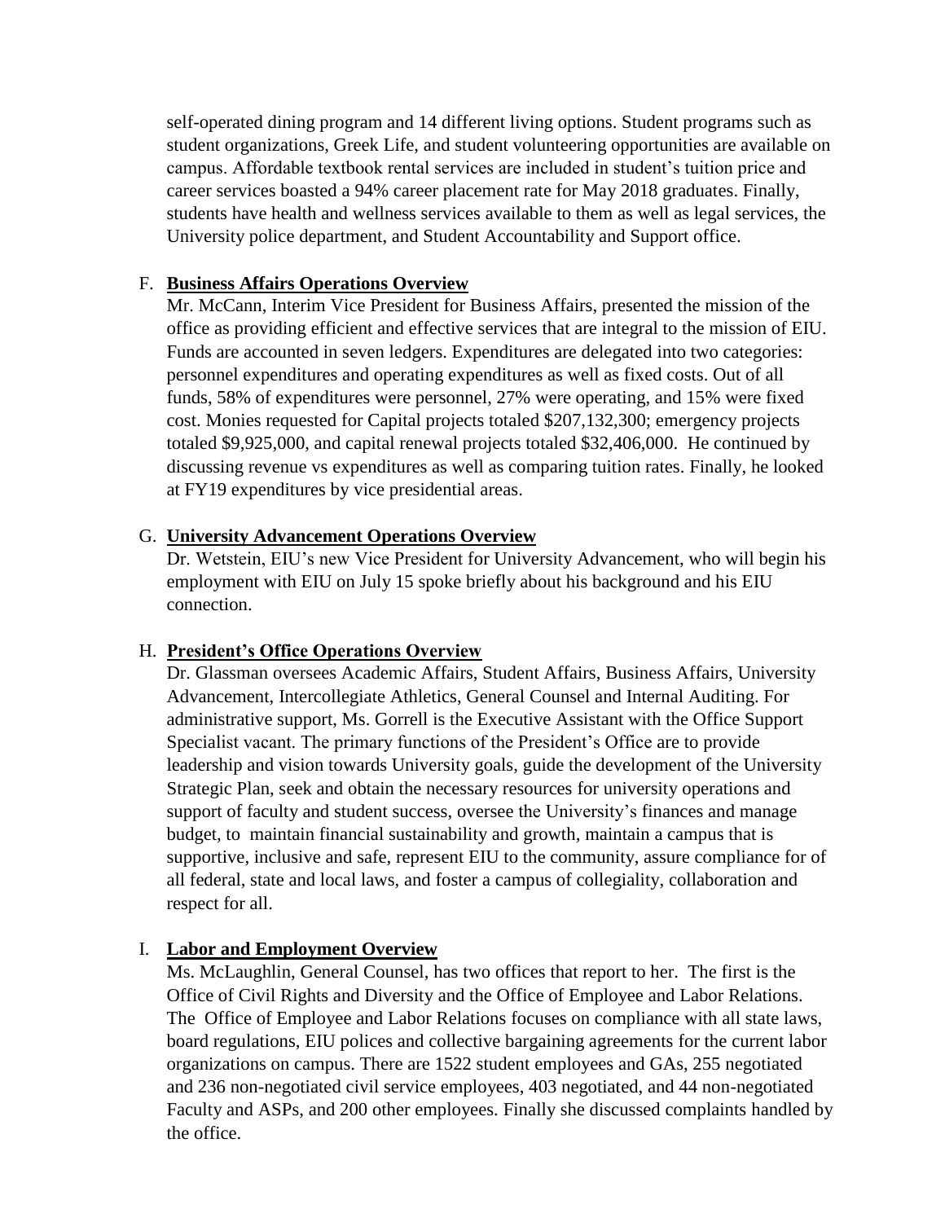self-operated dining program and 14 different living options. Student programs such as student organizations, Greek Life, and student volunteering opportunities are available on campus. Affordable textbook rental services are included in student's tuition price and career services boasted a 94% career placement rate for May 2018 graduates. Finally, students have health and wellness services available to them as well as legal services, the University police department, and Student Accountability and Support office.

F. **Business Affairs Operations Overview**

Mr. McCann, Interim Vice President for Business Affairs, presented the mission of the office as providing efficient and effective services that are integral to the mission of EIU. Funds are accounted in seven ledgers. Expenditures are delegated into two categories: personnel expenditures and operating expenditures as well as fixed costs. Out of all funds, 58% of expenditures were personnel, 27% were operating, and 15% were fixed cost. Monies requested for Capital projects totaled $207,132,300; emergency projects totaled $9,925,000, and capital renewal projects totaled $32,406,000. He continued by discussing revenue vs expenditures as well as comparing tuition rates. Finally, he looked at FY19 expenditures by vice presidential areas.

G. **University Advancement Operations Overview**

Dr. Wetstein, EIU's new Vice President for University Advancement, who will begin his employment with EIU on July 15 spoke briefly about his background and his EIU connection.

H. **President's Office Operations Overview**

Dr. Glassman oversees Academic Affairs, Student Affairs, Business Affairs, University Advancement, Intercollegiate Athletics, General Counsel and Internal Auditing. For administrative support, Ms. Gorrell is the Executive Assistant with the Office Support Specialist vacant. The primary functions of the President's Office are to provide leadership and vision towards University goals, guide the development of the University Strategic Plan, seek and obtain the necessary resources for university operations and support of faculty and student success, oversee the University's finances and manage budget, to maintain financial sustainability and growth, maintain a campus that is supportive, inclusive and safe, represent EIU to the community, assure compliance for of all federal, state and local laws, and foster a campus of collegiality, collaboration and respect for all.

I. **Labor and Employment Overview**

Ms. McLaughlin, General Counsel, has two offices that report to her. The first is the Office of Civil Rights and Diversity and the Office of Employee and Labor Relations. The Office of Employee and Labor Relations focuses on compliance with all state laws, board regulations, EIU polices and collective bargaining agreements for the current labor organizations on campus. There are 1522 student employees and GAs, 255 negotiated and 236 non-negotiated civil service employees, 403 negotiated, and 44 non-negotiated Faculty and ASPs, and 200 other employees. Finally she discussed complaints handled by the office.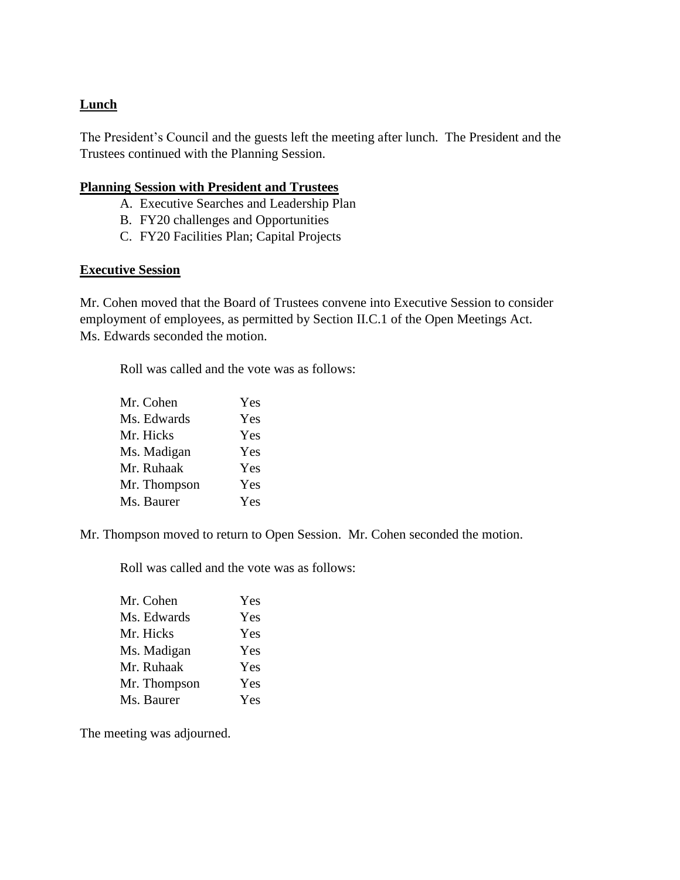**Lunch**

The President's Council and the guests left the meeting after lunch. The President and the Trustees continued with the Planning Session.

**Planning Session with President and Trustees**

A. Executive Searches and Leadership Plan
B. FY20 challenges and Opportunities
C. FY20 Facilities Plan; Capital Projects

**Executive Session**

Mr. Cohen moved that the Board of Trustees convene into Executive Session to consider employment of employees, as permitted by Section II.C.1 of the Open Meetings Act. Ms. Edwards seconded the motion.

Roll was called and the vote was as follows:

| | |
|---|---|
| Mr. Cohen | Yes |
| Ms. Edwards | Yes |
| Mr. Hicks | Yes |
| Ms. Madigan | Yes |
| Mr. Ruhaak | Yes |
| Mr. Thompson | Yes |
| Ms. Baurer | Yes |

Mr. Thompson moved to return to Open Session. Mr. Cohen seconded the motion.

Roll was called and the vote was as follows:

| | |
|---|---|
| Mr. Cohen | Yes |
| Ms. Edwards | Yes |
| Mr. Hicks | Yes |
| Ms. Madigan | Yes |
| Mr. Ruhaak | Yes |
| Mr. Thompson | Yes |
| Ms. Baurer | Yes |

The meeting was adjourned.